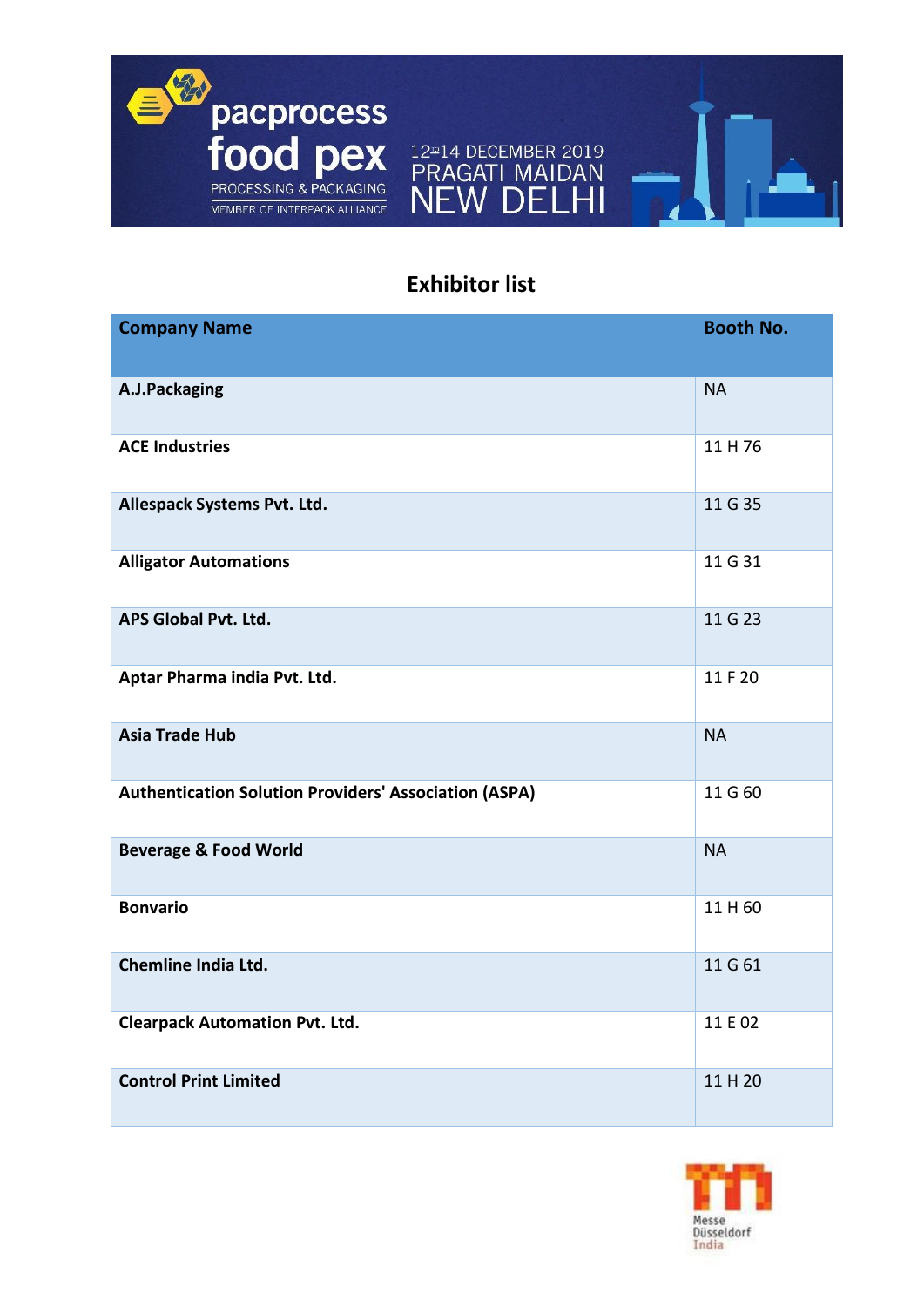pacprocess food pex

PROCESSING & PACKAGING

MEMBER OF INTERPACK ALLIANCE

12 to 14 DECEMBER 2019

PRAGATI MAIDAN

NEW DELHI

## Exhibitor list

| Company Name | Booth No. |
|---|---|
| **A.J.Packaging** | NA |
| **ACE Industries** | 11 H 76 |
| **Allespack Systems Pvt. Ltd.** | 11 G 35 |
| **Alligator Automations** | 11 G 31 |
| **APS Global Pvt. Ltd.** | 11 G 23 |
| **Aptar Pharma india Pvt. Ltd.** | 11 F 20 |
| **Asia Trade Hub** | NA |
| **Authentication Solution Providers' Association (ASPA)** | 11 G 60 |
| **Beverage & Food World** | NA |
| **Bonvario** | 11 H 60 |
| **Chemline India Ltd.** | 11 G 61 |
| **Clearpack Automation Pvt. Ltd.** | 11 E 02 |
| **Control Print Limited** | 11 H 20 |

Messe Düsseldorf India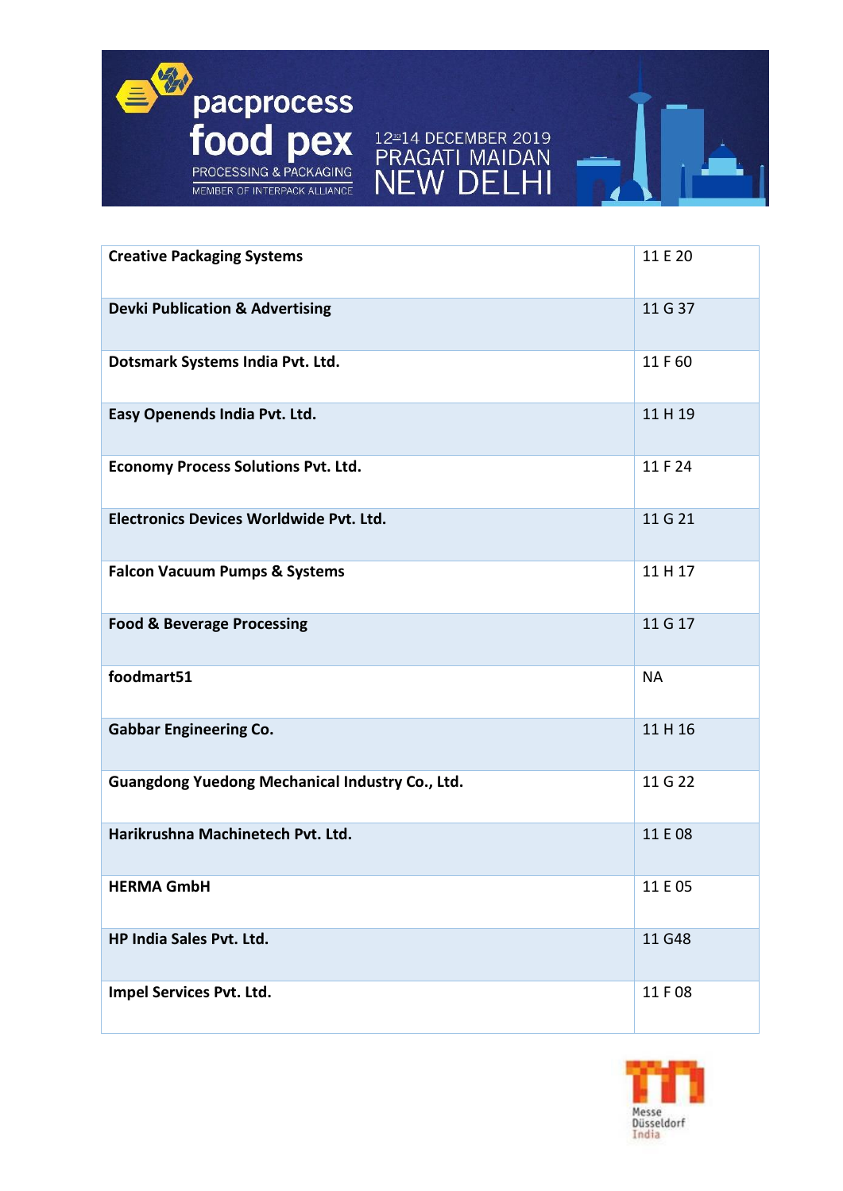| | |
|---|---|
| **Creative Packaging Systems** | 11 E 20 |
| **Devki Publication & Advertising** | 11 G 37 |
| **Dotsmark Systems India Pvt. Ltd.** | 11 F 60 |
| **Easy Openends India Pvt. Ltd.** | 11 H 19 |
| **Economy Process Solutions Pvt. Ltd.** | 11 F 24 |
| **Electronics Devices Worldwide Pvt. Ltd.** | 11 G 21 |
| **Falcon Vacuum Pumps & Systems** | 11 H 17 |
| **Food & Beverage Processing** | 11 G 17 |
| **foodmart51** | NA |
| **Gabbar Engineering Co.** | 11 H 16 |
| **Guangdong Yuedong Mechanical Industry Co., Ltd.** | 11 G 22 |
| **Harikrushna Machinetech Pvt. Ltd.** | 11 E 08 |
| **HERMA GmbH** | 11 E 05 |
| **HP India Sales Pvt. Ltd.** | 11 G48 |
| **Impel Services Pvt. Ltd.** | 11 F 08 |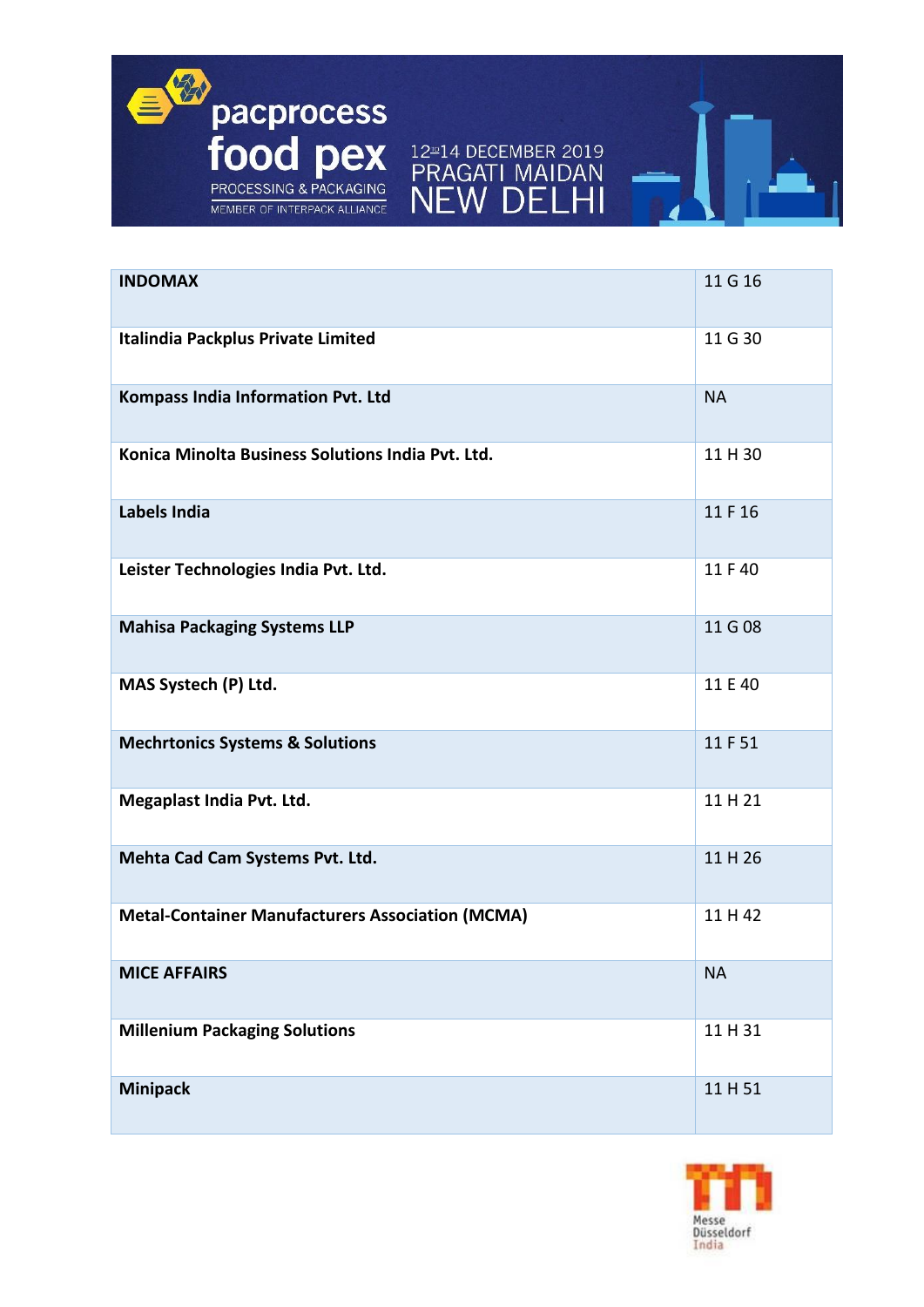| **INDOMAX** | 11 G 16 |
|---|---|
| **Italindia Packplus Private Limited** | 11 G 30 |
| **Kompass India Information Pvt. Ltd** | NA |
| **Konica Minolta Business Solutions India Pvt. Ltd.** | 11 H 30 |
| **Labels India** | 11 F 16 |
| **Leister Technologies India Pvt. Ltd.** | 11 F 40 |
| **Mahisa Packaging Systems LLP** | 11 G 08 |
| **MAS Systech (P) Ltd.** | 11 E 40 |
| **Mechrtonics Systems & Solutions** | 11 F 51 |
| **Megaplast India Pvt. Ltd.** | 11 H 21 |
| **Mehta Cad Cam Systems Pvt. Ltd.** | 11 H 26 |
| **Metal-Container Manufacturers Association (MCMA)** | 11 H 42 |
| **MICE AFFAIRS** | NA |
| **Millenium Packaging Solutions** | 11 H 31 |
| **Minipack** | 11 H 51 |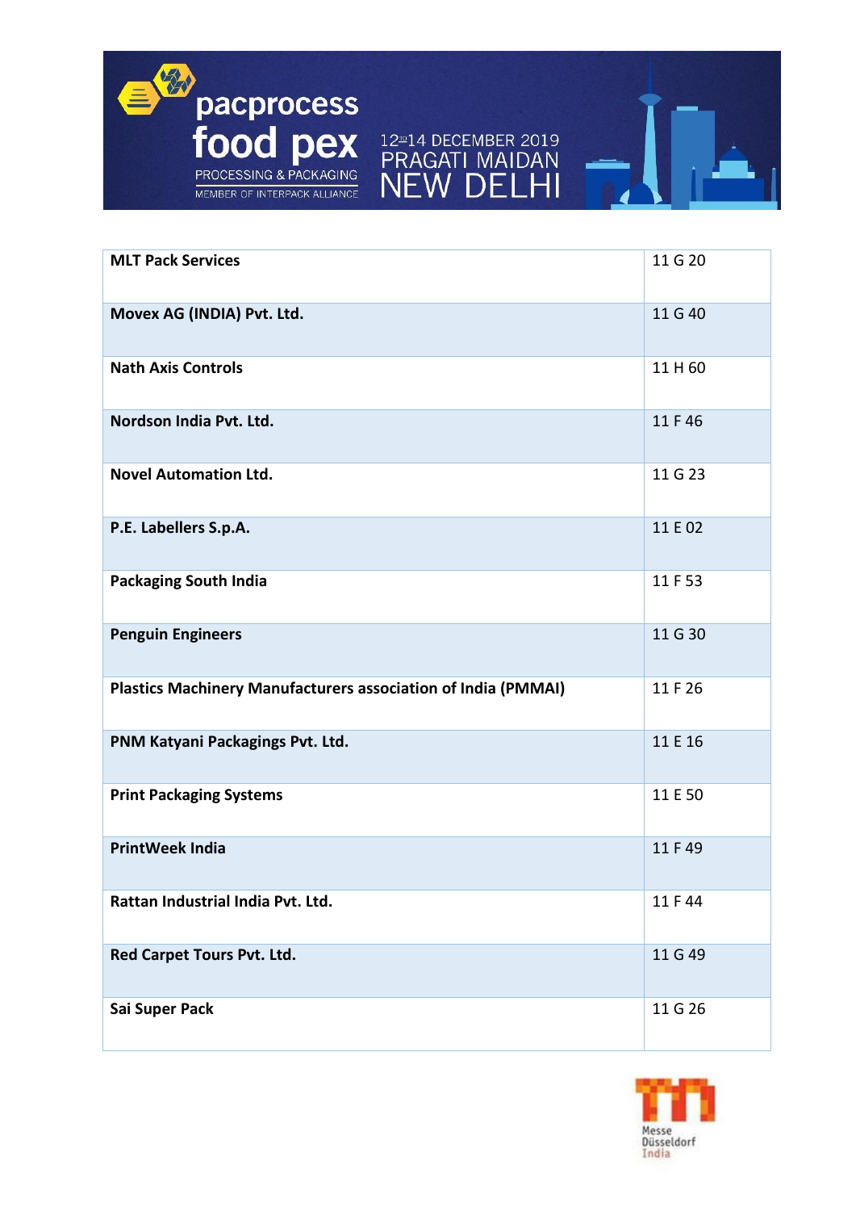| **MLT Pack Services** | 11 G 20 |
| --- | --- |
| **Movex AG (INDIA) Pvt. Ltd.** | 11 G 40 |
| **Nath Axis Controls** | 11 H 60 |
| **Nordson India Pvt. Ltd.** | 11 F 46 |
| **Novel Automation Ltd.** | 11 G 23 |
| **P.E. Labellers S.p.A.** | 11 E 02 |
| **Packaging South India** | 11 F 53 |
| **Penguin Engineers** | 11 G 30 |
| **Plastics Machinery Manufacturers association of India (PMMAI)** | 11 F 26 |
| **PNM Katyani Packagings Pvt. Ltd.** | 11 E 16 |
| **Print Packaging Systems** | 11 E 50 |
| **PrintWeek India** | 11 F 49 |
| **Rattan Industrial India Pvt. Ltd.** | 11 F 44 |
| **Red Carpet Tours Pvt. Ltd.** | 11 G 49 |
| **Sai Super Pack** | 11 G 26 |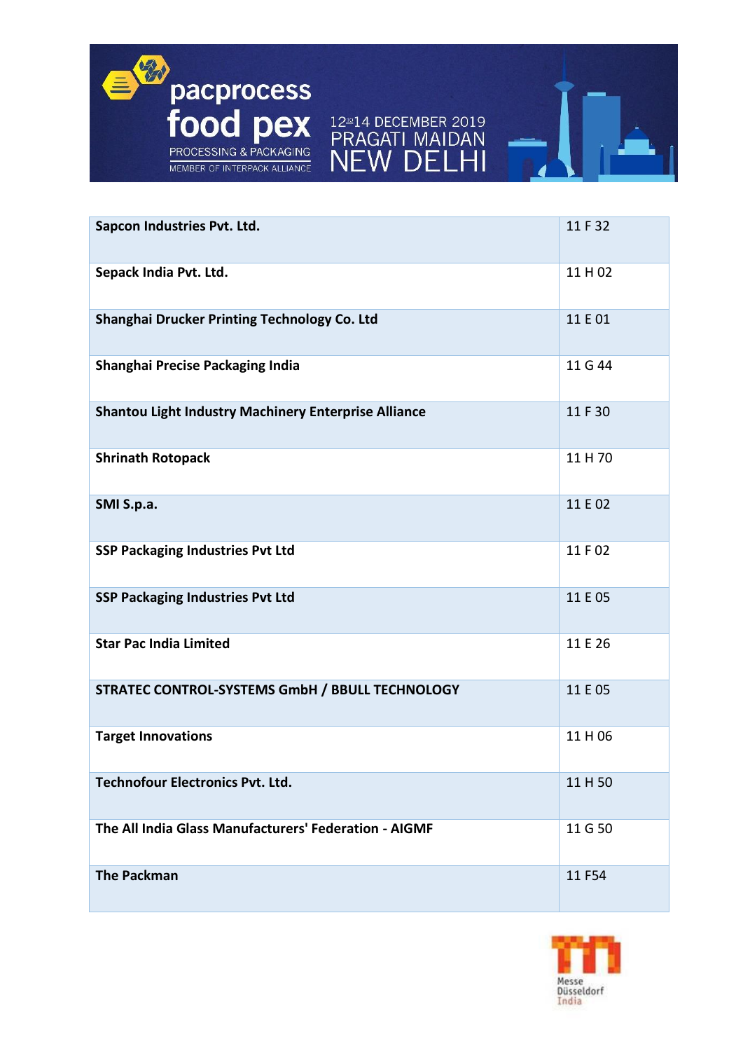| Sapcon Industries Pvt. Ltd. | 11 F 32 |
| --- | --- |
| Sepack India Pvt. Ltd. | 11 H 02 |
| Shanghai Drucker Printing Technology Co. Ltd | 11 E 01 |
| Shanghai Precise Packaging India | 11 G 44 |
| Shantou Light Industry Machinery Enterprise Alliance | 11 F 30 |
| Shrinath Rotopack | 11 H 70 |
| SMI S.p.a. | 11 E 02 |
| SSP Packaging Industries Pvt Ltd | 11 F 02 |
| SSP Packaging Industries Pvt Ltd | 11 E 05 |
| Star Pac India Limited | 11 E 26 |
| STRATEC CONTROL-SYSTEMS GmbH / BBULL TECHNOLOGY | 11 E 05 |
| Target Innovations | 11 H 06 |
| Technofour Electronics Pvt. Ltd. | 11 H 50 |
| The All India Glass Manufacturers' Federation - AIGMF | 11 G 50 |
| The Packman | 11 F54 |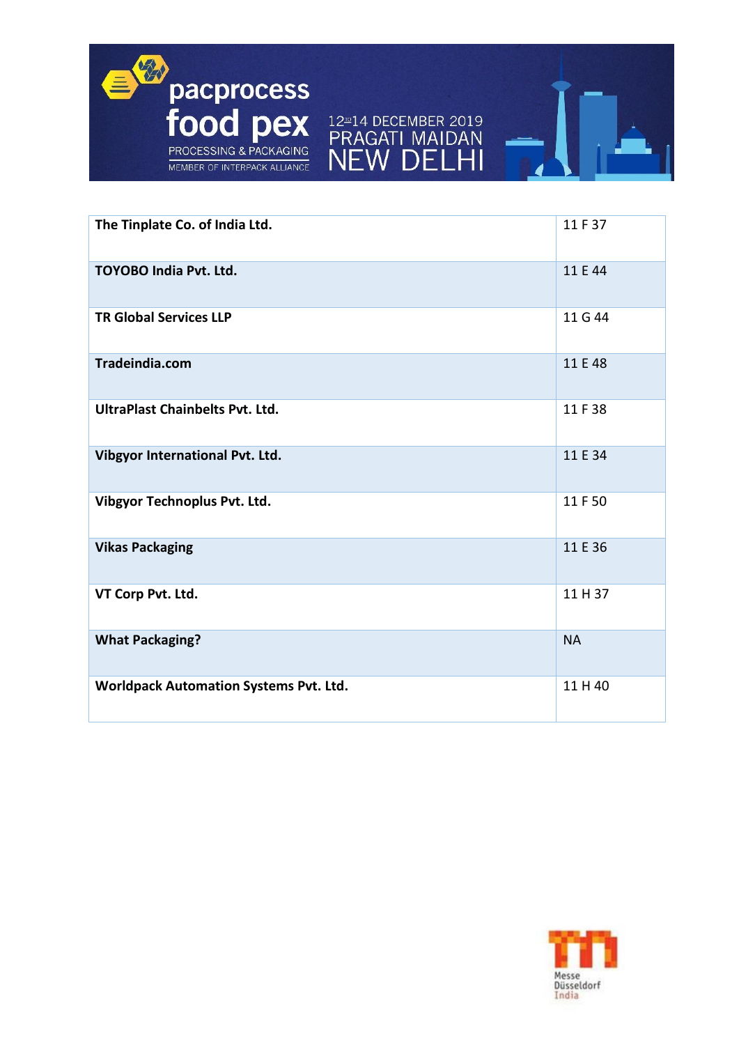| | |
|---|---|
| **The Tinplate Co. of India Ltd.** | 11 F 37 |
| **TOYOBO India Pvt. Ltd.** | 11 E 44 |
| **TR Global Services LLP** | 11 G 44 |
| **Tradeindia.com** | 11 E 48 |
| **UltraPlast Chainbelts Pvt. Ltd.** | 11 F 38 |
| **Vibgyor International Pvt. Ltd.** | 11 E 34 |
| **Vibgyor Technoplus Pvt. Ltd.** | 11 F 50 |
| **Vikas Packaging** | 11 E 36 |
| **VT Corp Pvt. Ltd.** | 11 H 37 |
| **What Packaging?** | NA |
| **Worldpack Automation Systems Pvt. Ltd.** | 11 H 40 |